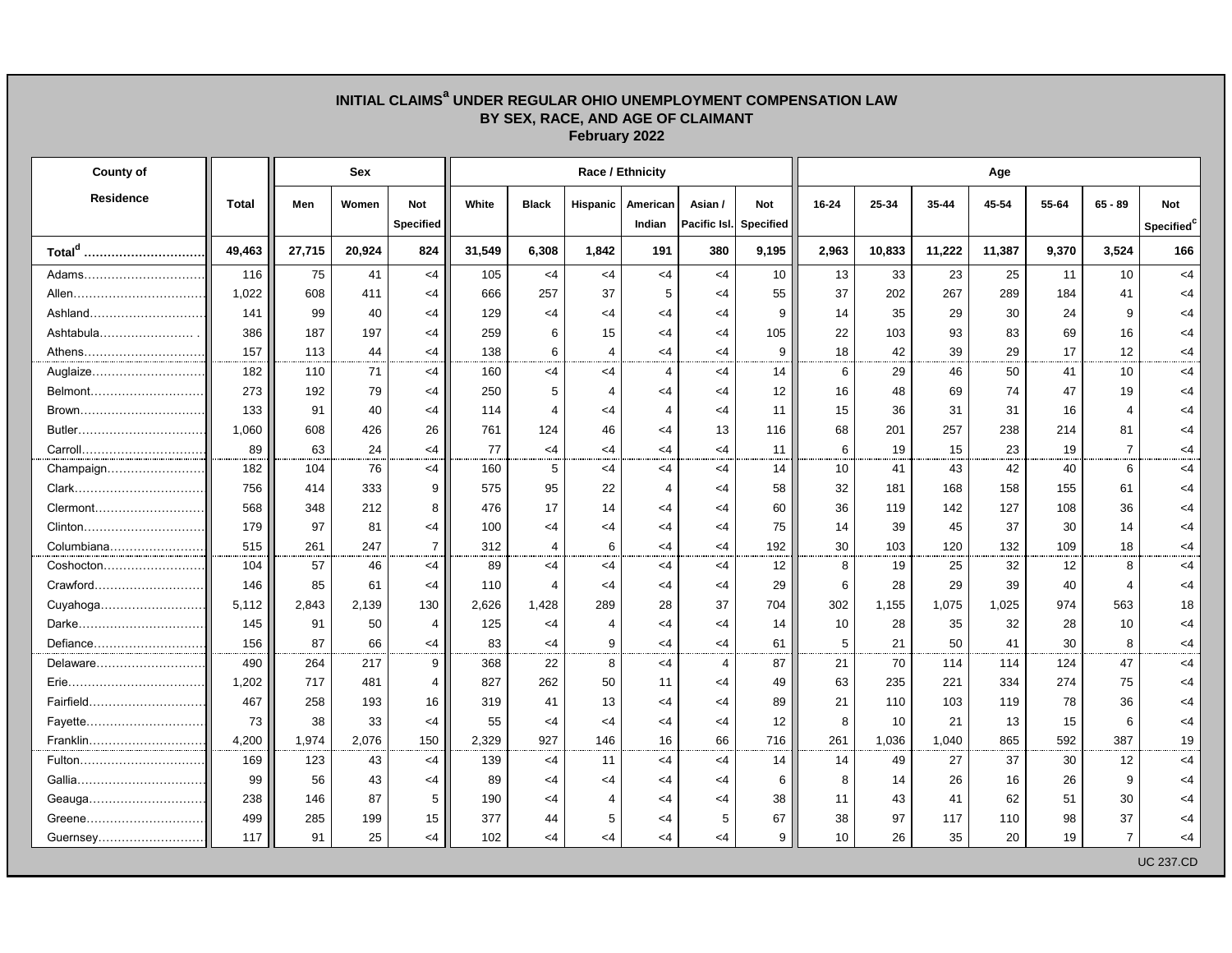# INITIAL CLAIMS[a] UNDER REGULAR OHIO UNEMPLOYMENT COMPENSATION LAW
## BY SEX, RACE, AND AGE OF CLAIMANT
### February 2022

| County of Residence | Total | Sex | | | Race / Ethnicity | | | | | | Age | | | | | | |
|---|---|---|---|---|---|---|---|---|---|---|---|---|---|---|---|---|---|
| | | Men | Women | Not Specified | White | Black | Hispanic | American Indian | Asian / Pacific Isl. | Not Specified | 16-24 | 25-34 | 35-44 | 45-54 | 55-64 | 65 - 89 | Not Specified[c] |
| **Total[d]** | **49,463** | **27,715** | **20,924** | **824** | **31,549** | **6,308** | **1,842** | **191** | **380** | **9,195** | **2,963** | **10,833** | **11,222** | **11,387** | **9,370** | **3,524** | **166** |
| Adams | 116 | 75 | 41 | <4 | 105 | <4 | <4 | <4 | <4 | 10 | 13 | 33 | 23 | 25 | 11 | 10 | <4 |
| Allen | 1,022 | 608 | 411 | <4 | 666 | 257 | 37 | 5 | <4 | 55 | 37 | 202 | 267 | 289 | 184 | 41 | <4 |
| Ashland | 141 | 99 | 40 | <4 | 129 | <4 | <4 | <4 | <4 | 9 | 14 | 35 | 29 | 30 | 24 | 9 | <4 |
| Ashtabula | 386 | 187 | 197 | <4 | 259 | 6 | 15 | <4 | <4 | 105 | 22 | 103 | 93 | 83 | 69 | 16 | <4 |
| Athens | 157 | 113 | 44 | <4 | 138 | 6 | 4 | <4 | <4 | 9 | 18 | 42 | 39 | 29 | 17 | 12 | <4 |
| Auglaize | 182 | 110 | 71 | <4 | 160 | <4 | <4 | 4 | <4 | 14 | 6 | 29 | 46 | 50 | 41 | 10 | <4 |
| Belmont | 273 | 192 | 79 | <4 | 250 | 5 | 4 | <4 | <4 | 12 | 16 | 48 | 69 | 74 | 47 | 19 | <4 |
| Brown | 133 | 91 | 40 | <4 | 114 | 4 | <4 | 4 | <4 | 11 | 15 | 36 | 31 | 31 | 16 | 4 | <4 |
| Butler | 1,060 | 608 | 426 | 26 | 761 | 124 | 46 | <4 | 13 | 116 | 68 | 201 | 257 | 238 | 214 | 81 | <4 |
| Carroll | 89 | 63 | 24 | <4 | 77 | <4 | <4 | <4 | <4 | 11 | 6 | 19 | 15 | 23 | 19 | 7 | <4 |
| Champaign | 182 | 104 | 76 | <4 | 160 | 5 | <4 | <4 | <4 | 14 | 10 | 41 | 43 | 42 | 40 | 6 | <4 |
| Clark | 756 | 414 | 333 | 9 | 575 | 95 | 22 | 4 | <4 | 58 | 32 | 181 | 168 | 158 | 155 | 61 | <4 |
| Clermont | 568 | 348 | 212 | 8 | 476 | 17 | 14 | <4 | <4 | 60 | 36 | 119 | 142 | 127 | 108 | 36 | <4 |
| Clinton | 179 | 97 | 81 | <4 | 100 | <4 | <4 | <4 | <4 | 75 | 14 | 39 | 45 | 37 | 30 | 14 | <4 |
| Columbiana | 515 | 261 | 247 | 7 | 312 | 4 | 6 | <4 | <4 | 192 | 30 | 103 | 120 | 132 | 109 | 18 | <4 |
| Coshocton | 104 | 57 | 46 | <4 | 89 | <4 | <4 | <4 | <4 | 12 | 8 | 19 | 25 | 32 | 12 | 8 | <4 |
| Crawford | 146 | 85 | 61 | <4 | 110 | 4 | <4 | <4 | <4 | 29 | 6 | 28 | 29 | 39 | 40 | 4 | <4 |
| Cuyahoga | 5,112 | 2,843 | 2,139 | 130 | 2,626 | 1,428 | 289 | 28 | 37 | 704 | 302 | 1,155 | 1,075 | 1,025 | 974 | 563 | 18 |
| Darke | 145 | 91 | 50 | 4 | 125 | <4 | 4 | <4 | <4 | 14 | 10 | 28 | 35 | 32 | 28 | 10 | <4 |
| Defiance | 156 | 87 | 66 | <4 | 83 | <4 | 9 | <4 | <4 | 61 | 5 | 21 | 50 | 41 | 30 | 8 | <4 |
| Delaware | 490 | 264 | 217 | 9 | 368 | 22 | 8 | <4 | 4 | 87 | 21 | 70 | 114 | 114 | 124 | 47 | <4 |
| Erie | 1,202 | 717 | 481 | 4 | 827 | 262 | 50 | 11 | <4 | 49 | 63 | 235 | 221 | 334 | 274 | 75 | <4 |
| Fairfield | 467 | 258 | 193 | 16 | 319 | 41 | 13 | <4 | <4 | 89 | 21 | 110 | 103 | 119 | 78 | 36 | <4 |
| Fayette | 73 | 38 | 33 | <4 | 55 | <4 | <4 | <4 | <4 | 12 | 8 | 10 | 21 | 13 | 15 | 6 | <4 |
| Franklin | 4,200 | 1,974 | 2,076 | 150 | 2,329 | 927 | 146 | 16 | 66 | 716 | 261 | 1,036 | 1,040 | 865 | 592 | 387 | 19 |
| Fulton | 169 | 123 | 43 | <4 | 139 | <4 | 11 | <4 | <4 | 14 | 14 | 49 | 27 | 37 | 30 | 12 | <4 |
| Gallia | 99 | 56 | 43 | <4 | 89 | <4 | <4 | <4 | <4 | 6 | 8 | 14 | 26 | 16 | 26 | 9 | <4 |
| Geauga | 238 | 146 | 87 | 5 | 190 | <4 | 4 | <4 | <4 | 38 | 11 | 43 | 41 | 62 | 51 | 30 | <4 |
| Greene | 499 | 285 | 199 | 15 | 377 | 44 | 5 | <4 | 5 | 67 | 38 | 97 | 117 | 110 | 98 | 37 | <4 |
| Guernsey | 117 | 91 | 25 | <4 | 102 | <4 | <4 | <4 | <4 | 9 | 10 | 26 | 35 | 20 | 19 | 7 | <4 |

UC 237.CD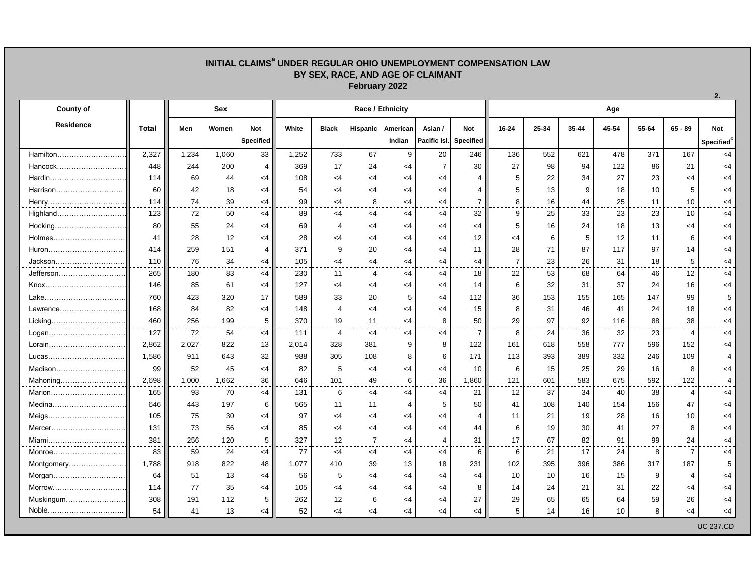# INITIAL CLAIMS[a] UNDER REGULAR OHIO UNEMPLOYMENT COMPENSATION LAW
## BY SEX, RACE, AND AGE OF CLAIMANT
### February 2022

2.

| County of Residence | Total | Sex | | | Race / Ethnicity | | | | | | Age | | | | | | |
|---|---|---|---|---|---|---|---|---|---|---|---|---|---|---|---|---|---|
| | | Men | Women | Not Specified | White | Black | Hispanic | American Indian | Asian / Pacific Isl. | Not Specified | 16-24 | 25-34 | 35-44 | 45-54 | 55-64 | 65 - 89 | Not Specified[c] |
| Hamilton | 2,327 | 1,234 | 1,060 | 33 | 1,252 | 733 | 67 | 9 | 20 | 246 | 136 | 552 | 621 | 478 | 371 | 167 | <4 |
| Hancock | 448 | 244 | 200 | 4 | 369 | 17 | 24 | <4 | 7 | 30 | 27 | 98 | 94 | 122 | 86 | 21 | <4 |
| Hardin | 114 | 69 | 44 | <4 | 108 | <4 | <4 | <4 | <4 | 4 | 5 | 22 | 34 | 27 | 23 | <4 | <4 |
| Harrison | 60 | 42 | 18 | <4 | 54 | <4 | <4 | <4 | <4 | 4 | 5 | 13 | 9 | 18 | 10 | 5 | <4 |
| Henry | 114 | 74 | 39 | <4 | 99 | <4 | 8 | <4 | <4 | 7 | 8 | 16 | 44 | 25 | 11 | 10 | <4 |
| Highland | 123 | 72 | 50 | <4 | 89 | <4 | <4 | <4 | <4 | 32 | 9 | 25 | 33 | 23 | 23 | 10 | <4 |
| Hocking | 80 | 55 | 24 | <4 | 69 | 4 | <4 | <4 | <4 | <4 | 5 | 16 | 24 | 18 | 13 | <4 | <4 |
| Holmes | 41 | 28 | 12 | <4 | 28 | <4 | <4 | <4 | <4 | 12 | <4 | 6 | 5 | 12 | 11 | 6 | <4 |
| Huron | 414 | 259 | 151 | 4 | 371 | 9 | 20 | <4 | <4 | 11 | 28 | 71 | 87 | 117 | 97 | 14 | <4 |
| Jackson | 110 | 76 | 34 | <4 | 105 | <4 | <4 | <4 | <4 | <4 | 7 | 23 | 26 | 31 | 18 | 5 | <4 |
| Jefferson | 265 | 180 | 83 | <4 | 230 | 11 | 4 | <4 | <4 | 18 | 22 | 53 | 68 | 64 | 46 | 12 | <4 |
| Knox | 146 | 85 | 61 | <4 | 127 | <4 | <4 | <4 | <4 | 14 | 6 | 32 | 31 | 37 | 24 | 16 | <4 |
| Lake | 760 | 423 | 320 | 17 | 589 | 33 | 20 | 5 | <4 | 112 | 36 | 153 | 155 | 165 | 147 | 99 | 5 |
| Lawrence | 168 | 84 | 82 | <4 | 148 | 4 | <4 | <4 | <4 | 15 | 8 | 31 | 46 | 41 | 24 | 18 | <4 |
| Licking | 460 | 256 | 199 | 5 | 370 | 19 | 11 | <4 | 8 | 50 | 29 | 97 | 92 | 116 | 88 | 38 | <4 |
| Logan | 127 | 72 | 54 | <4 | 111 | 4 | <4 | <4 | <4 | 7 | 8 | 24 | 36 | 32 | 23 | 4 | <4 |
| Lorain | 2,862 | 2,027 | 822 | 13 | 2,014 | 328 | 381 | 9 | 8 | 122 | 161 | 618 | 558 | 777 | 596 | 152 | <4 |
| Lucas | 1,586 | 911 | 643 | 32 | 988 | 305 | 108 | 8 | 6 | 171 | 113 | 393 | 389 | 332 | 246 | 109 | 4 |
| Madison | 99 | 52 | 45 | <4 | 82 | 5 | <4 | <4 | <4 | 10 | 6 | 15 | 25 | 29 | 16 | 8 | <4 |
| Mahoning | 2,698 | 1,000 | 1,662 | 36 | 646 | 101 | 49 | 6 | 36 | 1,860 | 121 | 601 | 583 | 675 | 592 | 122 | 4 |
| Marion | 165 | 93 | 70 | <4 | 131 | 6 | <4 | <4 | <4 | 21 | 12 | 37 | 34 | 40 | 38 | 4 | <4 |
| Medina | 646 | 443 | 197 | 6 | 565 | 11 | 11 | 4 | 5 | 50 | 41 | 108 | 140 | 154 | 156 | 47 | <4 |
| Meigs | 105 | 75 | 30 | <4 | 97 | <4 | <4 | <4 | <4 | 4 | 11 | 21 | 19 | 28 | 16 | 10 | <4 |
| Mercer | 131 | 73 | 56 | <4 | 85 | <4 | <4 | <4 | <4 | 44 | 6 | 19 | 30 | 41 | 27 | 8 | <4 |
| Miami | 381 | 256 | 120 | 5 | 327 | 12 | 7 | <4 | 4 | 31 | 17 | 67 | 82 | 91 | 99 | 24 | <4 |
| Monroe | 83 | 59 | 24 | <4 | 77 | <4 | <4 | <4 | <4 | 6 | 6 | 21 | 17 | 24 | 8 | 7 | <4 |
| Montgomery | 1,788 | 918 | 822 | 48 | 1,077 | 410 | 39 | 13 | 18 | 231 | 102 | 395 | 396 | 386 | 317 | 187 | 5 |
| Morgan | 64 | 51 | 13 | <4 | 56 | 5 | <4 | <4 | <4 | <4 | 10 | 10 | 16 | 15 | 9 | 4 | <4 |
| Morrow | 114 | 77 | 35 | <4 | 105 | <4 | <4 | <4 | <4 | 8 | 14 | 24 | 21 | 31 | 22 | <4 | <4 |
| Muskingum | 308 | 191 | 112 | 5 | 262 | 12 | 6 | <4 | <4 | 27 | 29 | 65 | 65 | 64 | 59 | 26 | <4 |
| Noble | 54 | 41 | 13 | <4 | 52 | <4 | <4 | <4 | <4 | <4 | 5 | 14 | 16 | 10 | 8 | <4 | <4 |

UC 237.CD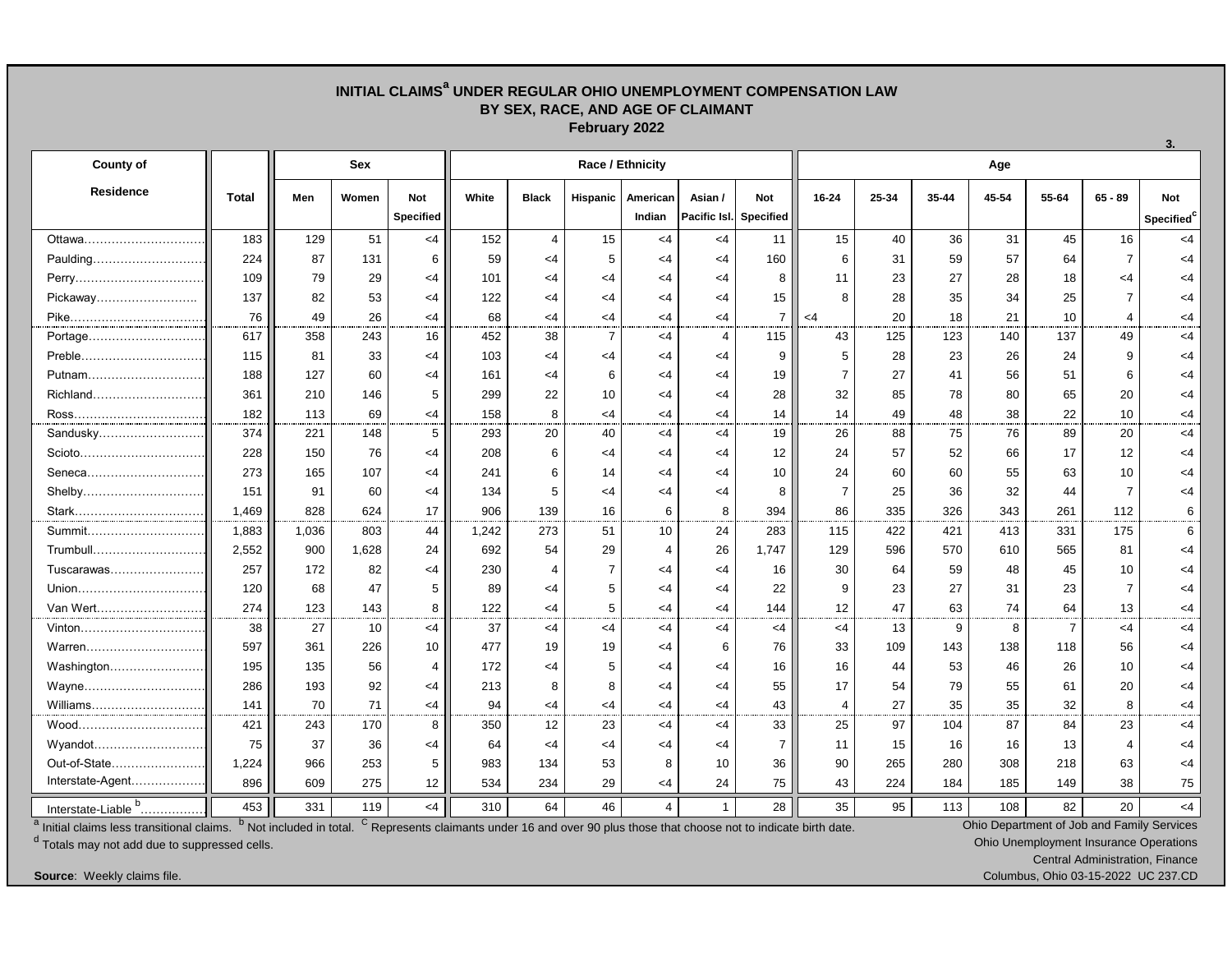# INITIAL CLAIMS[a] UNDER REGULAR OHIO UNEMPLOYMENT COMPENSATION LAW
## BY SEX, RACE, AND AGE OF CLAIMANT
### February 2022

| County of Residence | Total | Sex | | | Race / Ethnicity | | | | | | Age | | | | | | |
|---|---|---|---|---|---|---|---|---|---|---|---|---|---|---|---|---|---|
| | | Men | Women | Not Specified | White | Black | Hispanic | American Indian | Asian / Pacific Isl. | Not Specified | 16-24 | 25-34 | 35-44 | 45-54 | 55-64 | 65 - 89 | Not Specified[c] |
| Ottawa | 183 | 129 | 51 | <4 | 152 | 4 | 15 | <4 | <4 | 11 | 15 | 40 | 36 | 31 | 45 | 16 | <4 |
| Paulding | 224 | 87 | 131 | 6 | 59 | <4 | 5 | <4 | <4 | 160 | 6 | 31 | 59 | 57 | 64 | 7 | <4 |
| Perry | 109 | 79 | 29 | <4 | 101 | <4 | <4 | <4 | <4 | 8 | 11 | 23 | 27 | 28 | 18 | <4 | <4 |
| Pickaway | 137 | 82 | 53 | <4 | 122 | <4 | <4 | <4 | <4 | 15 | 8 | 28 | 35 | 34 | 25 | 7 | <4 |
| Pike | 76 | 49 | 26 | <4 | 68 | <4 | <4 | <4 | <4 | 7 | <4 | 20 | 18 | 21 | 10 | 4 | <4 |
| Portage | 617 | 358 | 243 | 16 | 452 | 38 | 7 | <4 | 4 | 115 | 43 | 125 | 123 | 140 | 137 | 49 | <4 |
| Preble | 115 | 81 | 33 | <4 | 103 | <4 | <4 | <4 | <4 | 9 | 5 | 28 | 23 | 26 | 24 | 9 | <4 |
| Putnam | 188 | 127 | 60 | <4 | 161 | <4 | 6 | <4 | <4 | 19 | 7 | 27 | 41 | 56 | 51 | 6 | <4 |
| Richland | 361 | 210 | 146 | 5 | 299 | 22 | 10 | <4 | <4 | 28 | 32 | 85 | 78 | 80 | 65 | 20 | <4 |
| Ross | 182 | 113 | 69 | <4 | 158 | 8 | <4 | <4 | <4 | 14 | 14 | 49 | 48 | 38 | 22 | 10 | <4 |
| Sandusky | 374 | 221 | 148 | 5 | 293 | 20 | 40 | <4 | <4 | 19 | 26 | 88 | 75 | 76 | 89 | 20 | <4 |
| Scioto | 228 | 150 | 76 | <4 | 208 | 6 | <4 | <4 | <4 | 12 | 24 | 57 | 52 | 66 | 17 | 12 | <4 |
| Seneca | 273 | 165 | 107 | <4 | 241 | 6 | 14 | <4 | <4 | 10 | 24 | 60 | 60 | 55 | 63 | 10 | <4 |
| Shelby | 151 | 91 | 60 | <4 | 134 | 5 | <4 | <4 | <4 | 8 | 7 | 25 | 36 | 32 | 44 | 7 | <4 |
| Stark | 1,469 | 828 | 624 | 17 | 906 | 139 | 16 | 6 | 8 | 394 | 86 | 335 | 326 | 343 | 261 | 112 | 6 |
| Summit | 1,883 | 1,036 | 803 | 44 | 1,242 | 273 | 51 | 10 | 24 | 283 | 115 | 422 | 421 | 413 | 331 | 175 | 6 |
| Trumbull | 2,552 | 900 | 1,628 | 24 | 692 | 54 | 29 | 4 | 26 | 1,747 | 129 | 596 | 570 | 610 | 565 | 81 | <4 |
| Tuscarawas | 257 | 172 | 82 | <4 | 230 | 4 | 7 | <4 | <4 | 16 | 30 | 64 | 59 | 48 | 45 | 10 | <4 |
| Union | 120 | 68 | 47 | 5 | 89 | <4 | 5 | <4 | <4 | 22 | 9 | 23 | 27 | 31 | 23 | 7 | <4 |
| Van Wert | 274 | 123 | 143 | 8 | 122 | <4 | 5 | <4 | <4 | 144 | 12 | 47 | 63 | 74 | 64 | 13 | <4 |
| Vinton | 38 | 27 | 10 | <4 | 37 | <4 | <4 | <4 | <4 | <4 | <4 | 13 | 9 | 8 | 7 | <4 | <4 |
| Warren | 597 | 361 | 226 | 10 | 477 | 19 | 19 | <4 | 6 | 76 | 33 | 109 | 143 | 138 | 118 | 56 | <4 |
| Washington | 195 | 135 | 56 | 4 | 172 | <4 | 5 | <4 | <4 | 16 | 16 | 44 | 53 | 46 | 26 | 10 | <4 |
| Wayne | 286 | 193 | 92 | <4 | 213 | 8 | 8 | <4 | <4 | 55 | 17 | 54 | 79 | 55 | 61 | 20 | <4 |
| Williams | 141 | 70 | 71 | <4 | 94 | <4 | <4 | <4 | <4 | 43 | 4 | 27 | 35 | 35 | 32 | 8 | <4 |
| Wood | 421 | 243 | 170 | 8 | 350 | 12 | 23 | <4 | <4 | 33 | 25 | 97 | 104 | 87 | 84 | 23 | <4 |
| Wyandot | 75 | 37 | 36 | <4 | 64 | <4 | <4 | <4 | <4 | 7 | 11 | 15 | 16 | 16 | 13 | 4 | <4 |
| Out-of-State | 1,224 | 966 | 253 | 5 | 983 | 134 | 53 | 8 | 10 | 36 | 90 | 265 | 280 | 308 | 218 | 63 | <4 |
| Interstate-Agent | 896 | 609 | 275 | 12 | 534 | 234 | 29 | <4 | 24 | 75 | 43 | 224 | 184 | 185 | 149 | 38 | 75 |
| Interstate-Liable[b] | 453 | 331 | 119 | <4 | 310 | 64 | 46 | 4 | 1 | 28 | 35 | 95 | 113 | 108 | 82 | 20 | <4 |

[a] Initial claims less transitional claims. [b] Not included in total. [c] Represents claimants under 16 and over 90 plus those that choose not to indicate birth date.

[d] Totals may not add due to suppressed cells.

**Source**: Weekly claims file.

Ohio Department of Job and Family Services
Ohio Unemployment Insurance Operations
Central Administration, Finance
Columbus, Ohio 03-15-2022 UC 237.CD